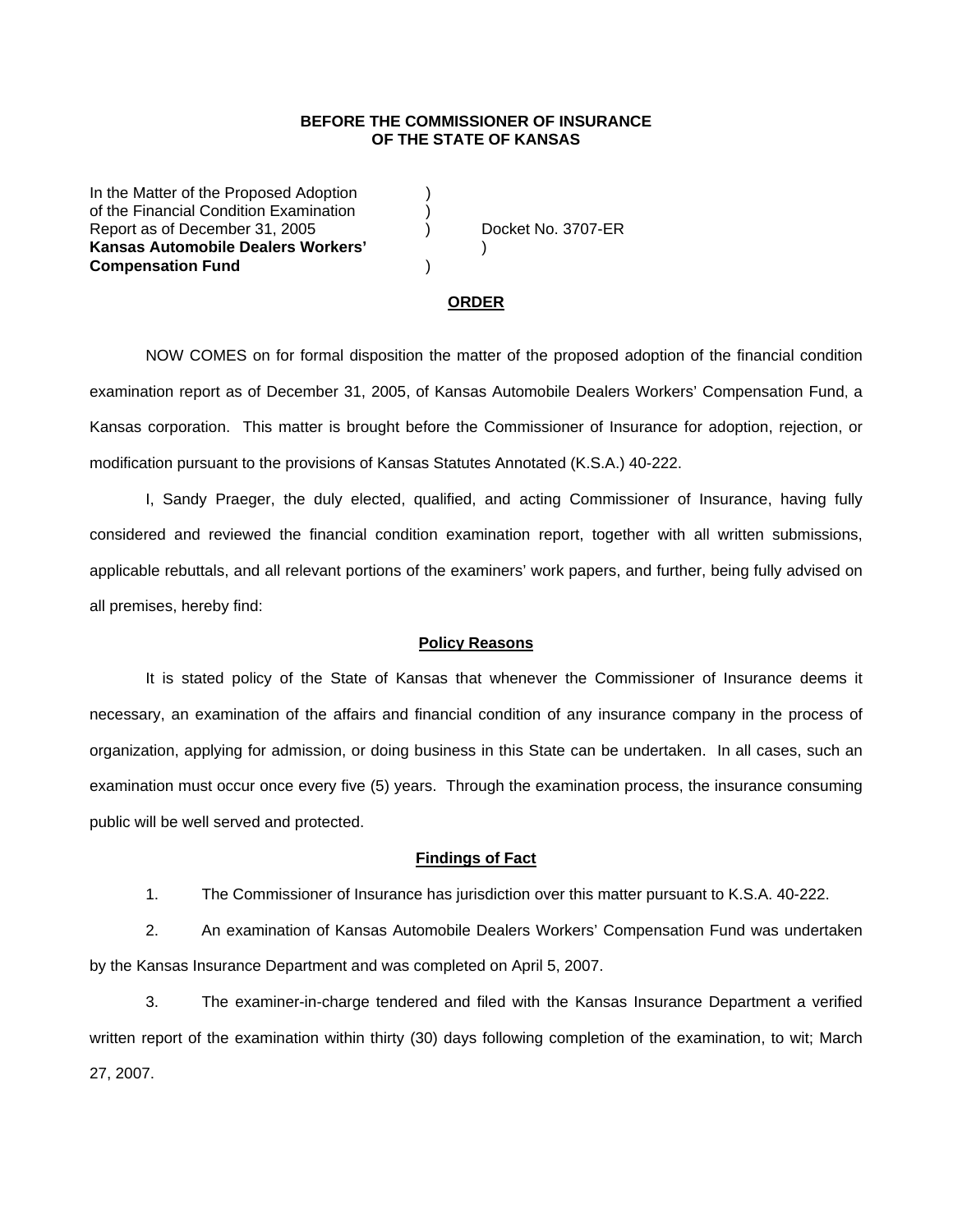**BEFORE THE COMMISSIONER OF INSURANCE**
**OF THE STATE OF KANSAS**

In the Matter of the Proposed Adoption )
of the Financial Condition Examination )
Report as of December 31, 2005 ) Docket No. 3707-ER
**Kansas Automobile Dealers Workers'** )
**Compensation Fund** )

**ORDER**

NOW COMES on for formal disposition the matter of the proposed adoption of the financial condition examination report as of December 31, 2005, of Kansas Automobile Dealers Workers' Compensation Fund, a Kansas corporation. This matter is brought before the Commissioner of Insurance for adoption, rejection, or modification pursuant to the provisions of Kansas Statutes Annotated (K.S.A.) 40-222.

I, Sandy Praeger, the duly elected, qualified, and acting Commissioner of Insurance, having fully considered and reviewed the financial condition examination report, together with all written submissions, applicable rebuttals, and all relevant portions of the examiners' work papers, and further, being fully advised on all premises, hereby find:

**Policy Reasons**

It is stated policy of the State of Kansas that whenever the Commissioner of Insurance deems it necessary, an examination of the affairs and financial condition of any insurance company in the process of organization, applying for admission, or doing business in this State can be undertaken. In all cases, such an examination must occur once every five (5) years. Through the examination process, the insurance consuming public will be well served and protected.

**Findings of Fact**

1. The Commissioner of Insurance has jurisdiction over this matter pursuant to K.S.A. 40-222.

2. An examination of Kansas Automobile Dealers Workers' Compensation Fund was undertaken by the Kansas Insurance Department and was completed on April 5, 2007.

3. The examiner-in-charge tendered and filed with the Kansas Insurance Department a verified written report of the examination within thirty (30) days following completion of the examination, to wit; March 27, 2007.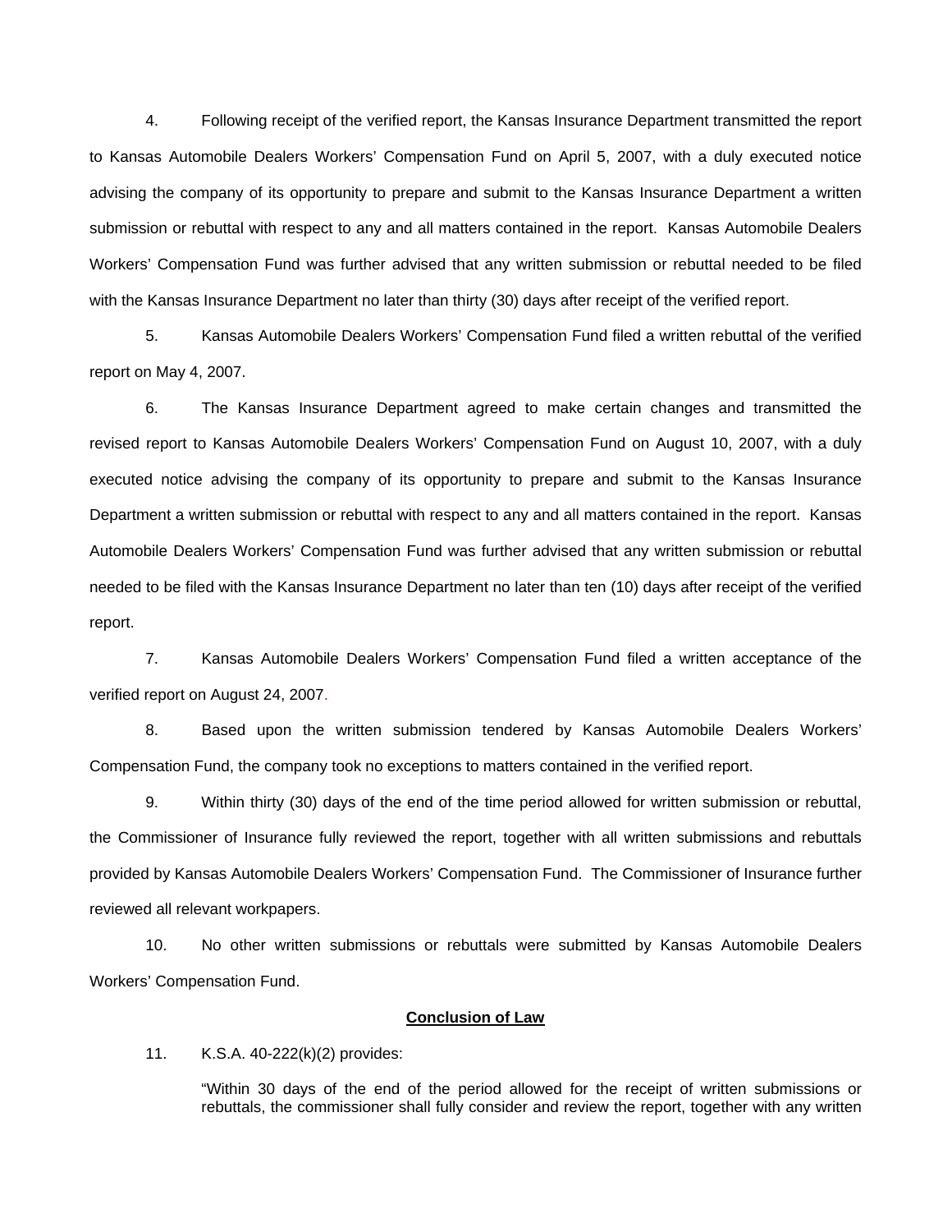4. Following receipt of the verified report, the Kansas Insurance Department transmitted the report to Kansas Automobile Dealers Workers' Compensation Fund on April 5, 2007, with a duly executed notice advising the company of its opportunity to prepare and submit to the Kansas Insurance Department a written submission or rebuttal with respect to any and all matters contained in the report. Kansas Automobile Dealers Workers' Compensation Fund was further advised that any written submission or rebuttal needed to be filed with the Kansas Insurance Department no later than thirty (30) days after receipt of the verified report.

5. Kansas Automobile Dealers Workers' Compensation Fund filed a written rebuttal of the verified report on May 4, 2007.

6. The Kansas Insurance Department agreed to make certain changes and transmitted the revised report to Kansas Automobile Dealers Workers' Compensation Fund on August 10, 2007, with a duly executed notice advising the company of its opportunity to prepare and submit to the Kansas Insurance Department a written submission or rebuttal with respect to any and all matters contained in the report. Kansas Automobile Dealers Workers' Compensation Fund was further advised that any written submission or rebuttal needed to be filed with the Kansas Insurance Department no later than ten (10) days after receipt of the verified report.

7. Kansas Automobile Dealers Workers' Compensation Fund filed a written acceptance of the verified report on August 24, 2007.

8. Based upon the written submission tendered by Kansas Automobile Dealers Workers' Compensation Fund, the company took no exceptions to matters contained in the verified report.

9. Within thirty (30) days of the end of the time period allowed for written submission or rebuttal, the Commissioner of Insurance fully reviewed the report, together with all written submissions and rebuttals provided by Kansas Automobile Dealers Workers' Compensation Fund. The Commissioner of Insurance further reviewed all relevant workpapers.

10. No other written submissions or rebuttals were submitted by Kansas Automobile Dealers Workers' Compensation Fund.

## Conclusion of Law

11. K.S.A. 40-222(k)(2) provides:

> "Within 30 days of the end of the period allowed for the receipt of written submissions or rebuttals, the commissioner shall fully consider and review the report, together with any written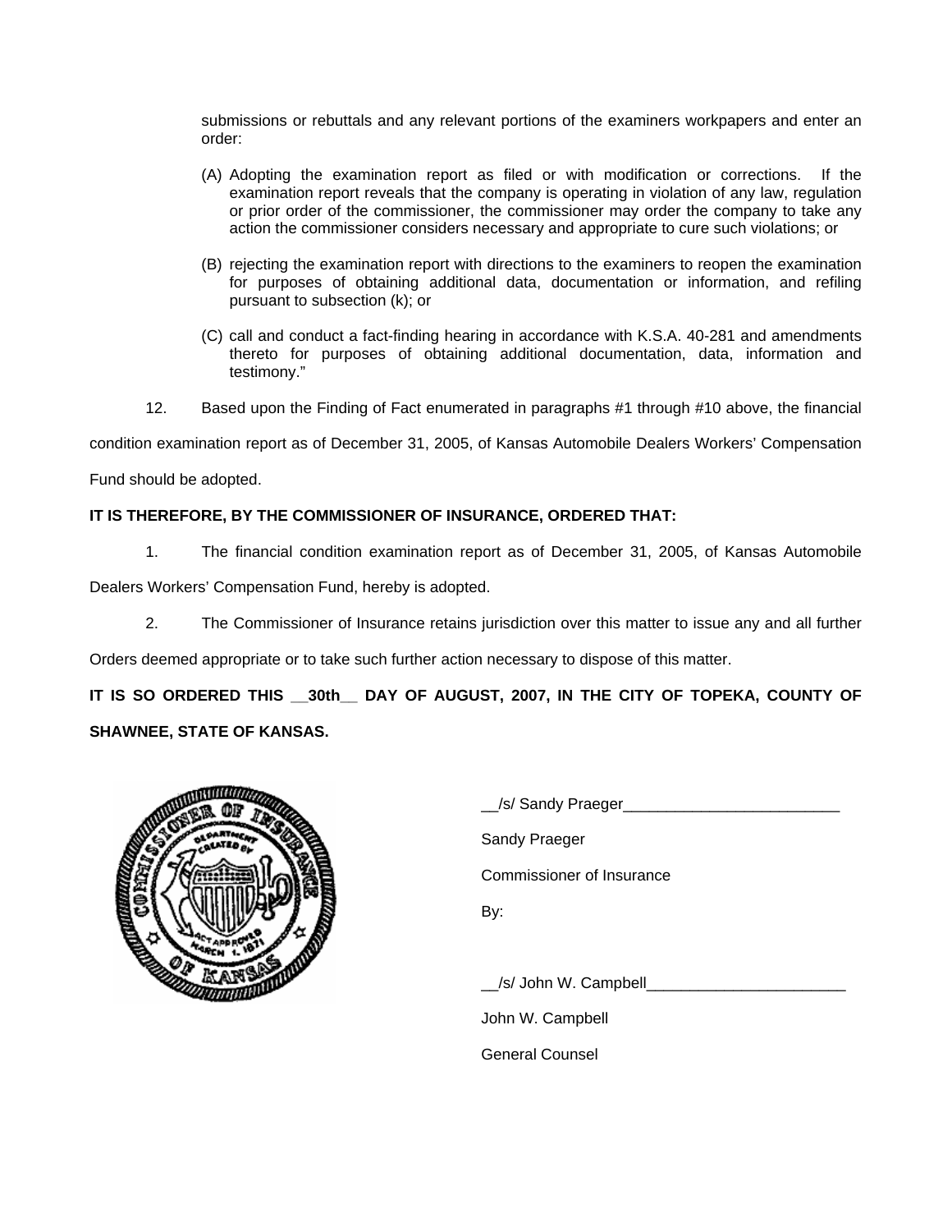submissions or rebuttals and any relevant portions of the examiners workpapers and enter an order:

(A) Adopting the examination report as filed or with modification or corrections. If the examination report reveals that the company is operating in violation of any law, regulation or prior order of the commissioner, the commissioner may order the company to take any action the commissioner considers necessary and appropriate to cure such violations; or

(B) rejecting the examination report with directions to the examiners to reopen the examination for purposes of obtaining additional data, documentation or information, and refiling pursuant to subsection (k); or

(C) call and conduct a fact-finding hearing in accordance with K.S.A. 40-281 and amendments thereto for purposes of obtaining additional documentation, data, information and testimony."

12. Based upon the Finding of Fact enumerated in paragraphs #1 through #10 above, the financial condition examination report as of December 31, 2005, of Kansas Automobile Dealers Workers' Compensation Fund should be adopted.

**IT IS THEREFORE, BY THE COMMISSIONER OF INSURANCE, ORDERED THAT:**

1. The financial condition examination report as of December 31, 2005, of Kansas Automobile Dealers Workers' Compensation Fund, hereby is adopted.

2. The Commissioner of Insurance retains jurisdiction over this matter to issue any and all further Orders deemed appropriate or to take such further action necessary to dispose of this matter.

**IT IS SO ORDERED THIS __30th__ DAY OF AUGUST, 2007, IN THE CITY OF TOPEKA, COUNTY OF SHAWNEE, STATE OF KANSAS.**

__/s/ Sandy Praeger_________________________

Sandy Praeger

Commissioner of Insurance

By:

__/s/ John W. Campbell_______________________

John W. Campbell

General Counsel